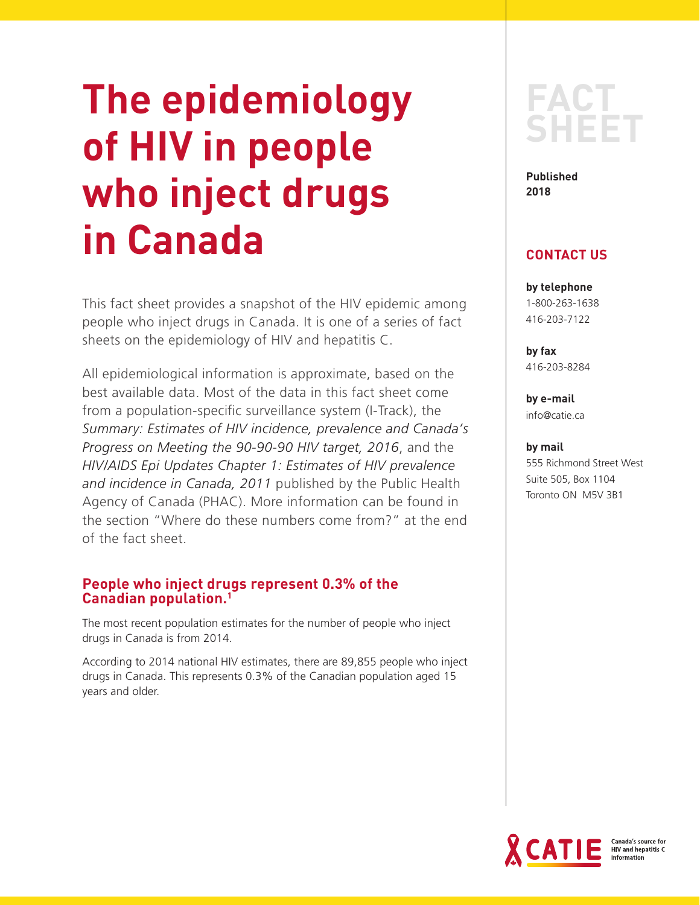# The epidemiology of HIV in people who inject drugs in Canada

FACT SHEET

**Published 2018**

## CONTACT US

**by telephone**
1-800-263-1638
416-203-7122

**by fax**
416-203-8284

**by e-mail**
info@catie.ca

**by mail**
555 Richmond Street West
Suite 505, Box 1104
Toronto ON M5V 3B1

This fact sheet provides a snapshot of the HIV epidemic among people who inject drugs in Canada. It is one of a series of fact sheets on the epidemiology of HIV and hepatitis C.

All epidemiological information is approximate, based on the best available data. Most of the data in this fact sheet come from a population-specific surveillance system (I-Track), the *Summary: Estimates of HIV incidence, prevalence and Canada's Progress on Meeting the 90-90-90 HIV target, 2016*, and the *HIV/AIDS Epi Updates Chapter 1: Estimates of HIV prevalence and incidence in Canada, 2011* published by the Public Health Agency of Canada (PHAC). More information can be found in the section "Where do these numbers come from?" at the end of the fact sheet.

## People who inject drugs represent 0.3% of the Canadian population.[1]

The most recent population estimates for the number of people who inject drugs in Canada is from 2014.

According to 2014 national HIV estimates, there are 89,855 people who inject drugs in Canada. This represents 0.3% of the Canadian population aged 15 years and older.

CATIE Canada's source for HIV and hepatitis C information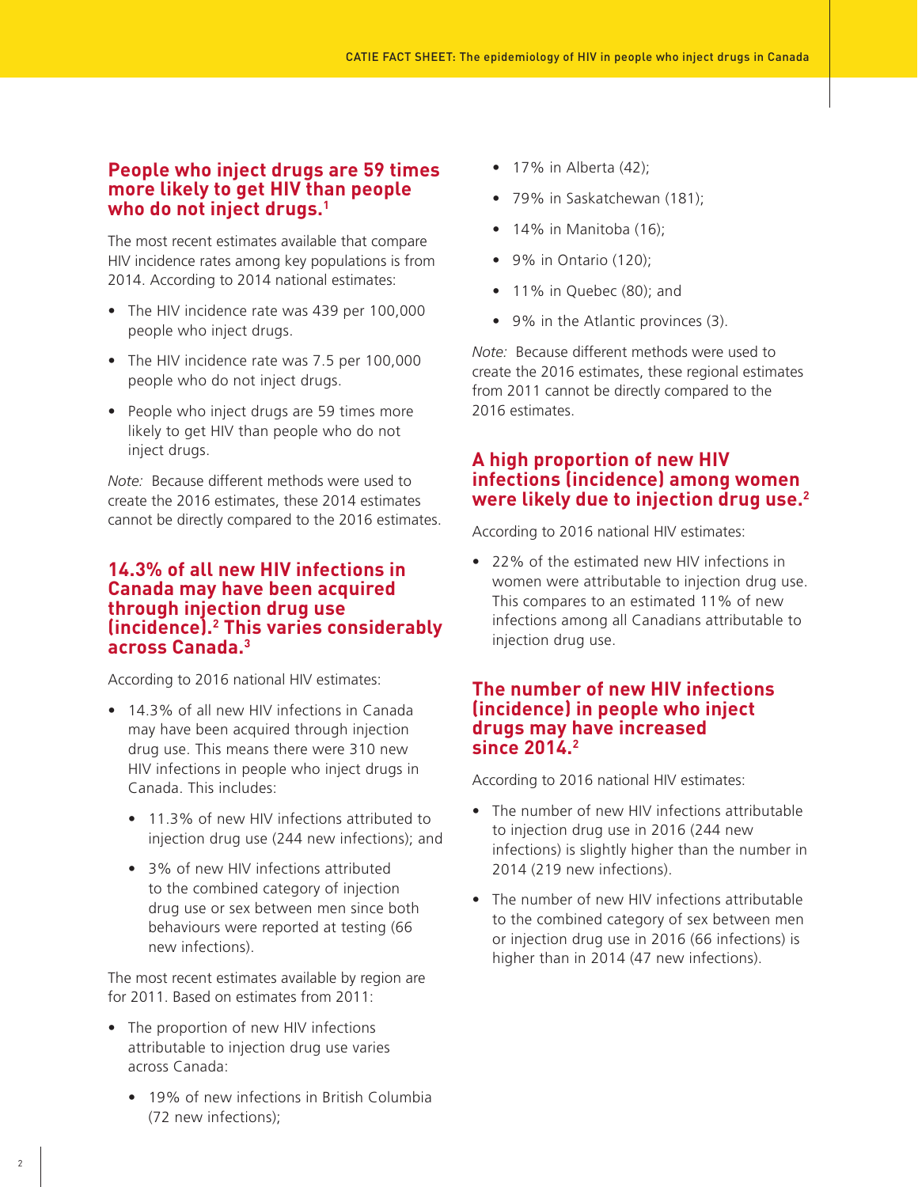## People who inject drugs are 59 times more likely to get HIV than people who do not inject drugs.[1]

The most recent estimates available that compare HIV incidence rates among key populations is from 2014. According to 2014 national estimates:

- The HIV incidence rate was 439 per 100,000 people who inject drugs.
- The HIV incidence rate was 7.5 per 100,000 people who do not inject drugs.
- People who inject drugs are 59 times more likely to get HIV than people who do not inject drugs.

*Note:* Because different methods were used to create the 2016 estimates, these 2014 estimates cannot be directly compared to the 2016 estimates.

## 14.3% of all new HIV infections in Canada may have been acquired through injection drug use (incidence).[2] This varies considerably across Canada.[3]

According to 2016 national HIV estimates:

- 14.3% of all new HIV infections in Canada may have been acquired through injection drug use. This means there were 310 new HIV infections in people who inject drugs in Canada. This includes:
    - 11.3% of new HIV infections attributed to injection drug use (244 new infections); and
    - 3% of new HIV infections attributed to the combined category of injection drug use or sex between men since both behaviours were reported at testing (66 new infections).

The most recent estimates available by region are for 2011. Based on estimates from 2011:

- The proportion of new HIV infections attributable to injection drug use varies across Canada:
    - 19% of new infections in British Columbia (72 new infections);
    - 17% in Alberta (42);
    - 79% in Saskatchewan (181);
    - 14% in Manitoba (16);
    - 9% in Ontario (120);
    - 11% in Quebec (80); and
    - 9% in the Atlantic provinces (3).

*Note:* Because different methods were used to create the 2016 estimates, these regional estimates from 2011 cannot be directly compared to the 2016 estimates.

## A high proportion of new HIV infections (incidence) among women were likely due to injection drug use.[2]

According to 2016 national HIV estimates:

- 22% of the estimated new HIV infections in women were attributable to injection drug use. This compares to an estimated 11% of new infections among all Canadians attributable to injection drug use.

## The number of new HIV infections (incidence) in people who inject drugs may have increased since 2014.[2]

According to 2016 national HIV estimates:

- The number of new HIV infections attributable to injection drug use in 2016 (244 new infections) is slightly higher than the number in 2014 (219 new infections).
- The number of new HIV infections attributable to the combined category of sex between men or injection drug use in 2016 (66 infections) is higher than in 2014 (47 new infections).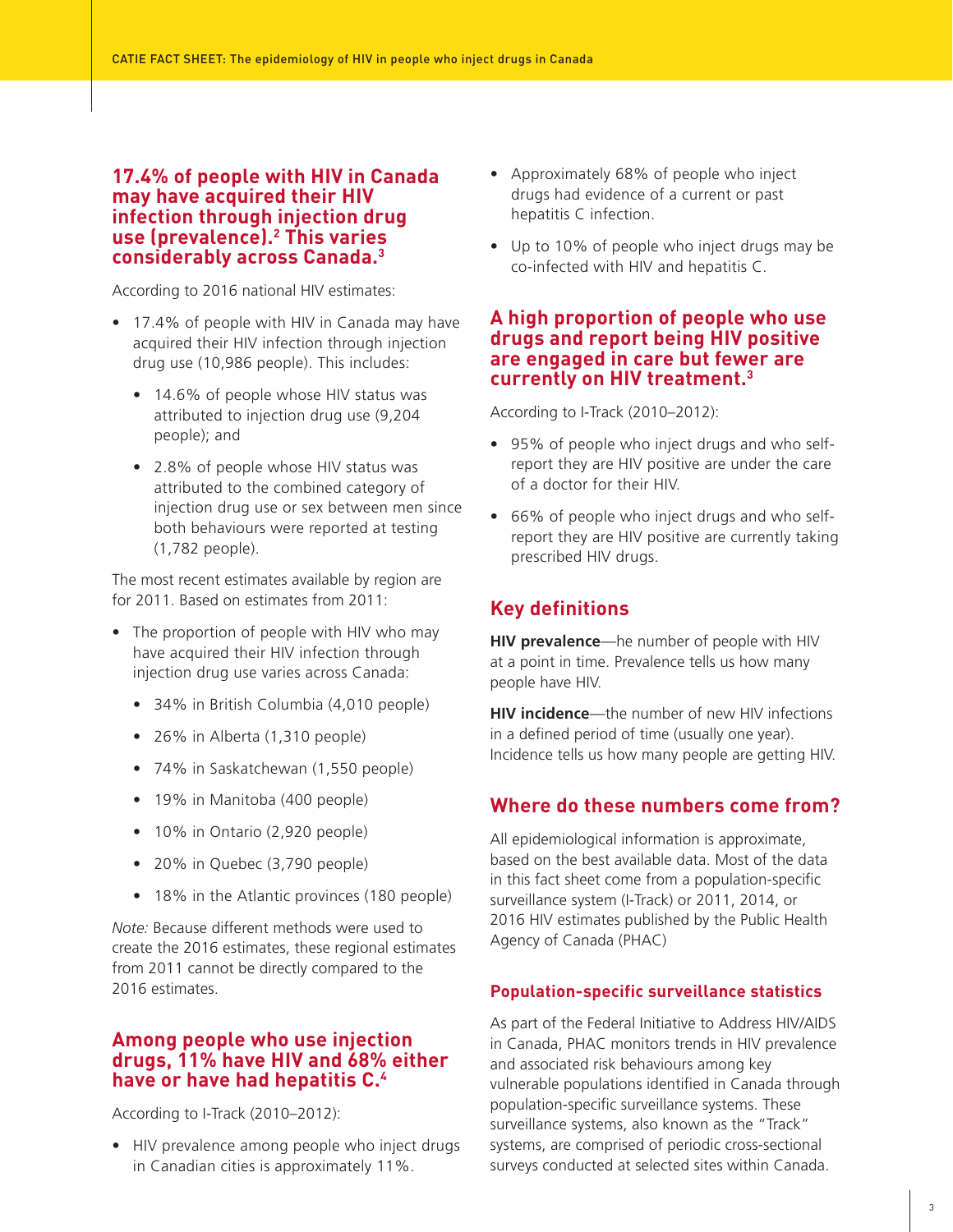## 17.4% of people with HIV in Canada may have acquired their HIV infection through injection drug use (prevalence).[2] This varies considerably across Canada.[3]

According to 2016 national HIV estimates:

- 17.4% of people with HIV in Canada may have acquired their HIV infection through injection drug use (10,986 people). This includes:
  - 14.6% of people whose HIV status was attributed to injection drug use (9,204 people); and
  - 2.8% of people whose HIV status was attributed to the combined category of injection drug use or sex between men since both behaviours were reported at testing (1,782 people).

The most recent estimates available by region are for 2011. Based on estimates from 2011:

- The proportion of people with HIV who may have acquired their HIV infection through injection drug use varies across Canada:
  - 34% in British Columbia (4,010 people)
  - 26% in Alberta (1,310 people)
  - 74% in Saskatchewan (1,550 people)
  - 19% in Manitoba (400 people)
  - 10% in Ontario (2,920 people)
  - 20% in Quebec (3,790 people)
  - 18% in the Atlantic provinces (180 people)

*Note:* Because different methods were used to create the 2016 estimates, these regional estimates from 2011 cannot be directly compared to the 2016 estimates.

## Among people who use injection drugs, 11% have HIV and 68% either have or have had hepatitis C.[4]

According to I-Track (2010–2012):

- HIV prevalence among people who inject drugs in Canadian cities is approximately 11%.
- Approximately 68% of people who inject drugs had evidence of a current or past hepatitis C infection.
- Up to 10% of people who inject drugs may be co-infected with HIV and hepatitis C.

## A high proportion of people who use drugs and report being HIV positive are engaged in care but fewer are currently on HIV treatment.[3]

According to I-Track (2010–2012):

- 95% of people who inject drugs and who self-report they are HIV positive are under the care of a doctor for their HIV.
- 66% of people who inject drugs and who self-report they are HIV positive are currently taking prescribed HIV drugs.

## Key definitions

**HIV prevalence**—he number of people with HIV at a point in time. Prevalence tells us how many people have HIV.

**HIV incidence**—the number of new HIV infections in a defined period of time (usually one year). Incidence tells us how many people are getting HIV.

## Where do these numbers come from?

All epidemiological information is approximate, based on the best available data. Most of the data in this fact sheet come from a population-specific surveillance system (I-Track) or 2011, 2014, or 2016 HIV estimates published by the Public Health Agency of Canada (PHAC)

### Population-specific surveillance statistics

As part of the Federal Initiative to Address HIV/AIDS in Canada, PHAC monitors trends in HIV prevalence and associated risk behaviours among key vulnerable populations identified in Canada through population-specific surveillance systems. These surveillance systems, also known as the "Track" systems, are comprised of periodic cross-sectional surveys conducted at selected sites within Canada.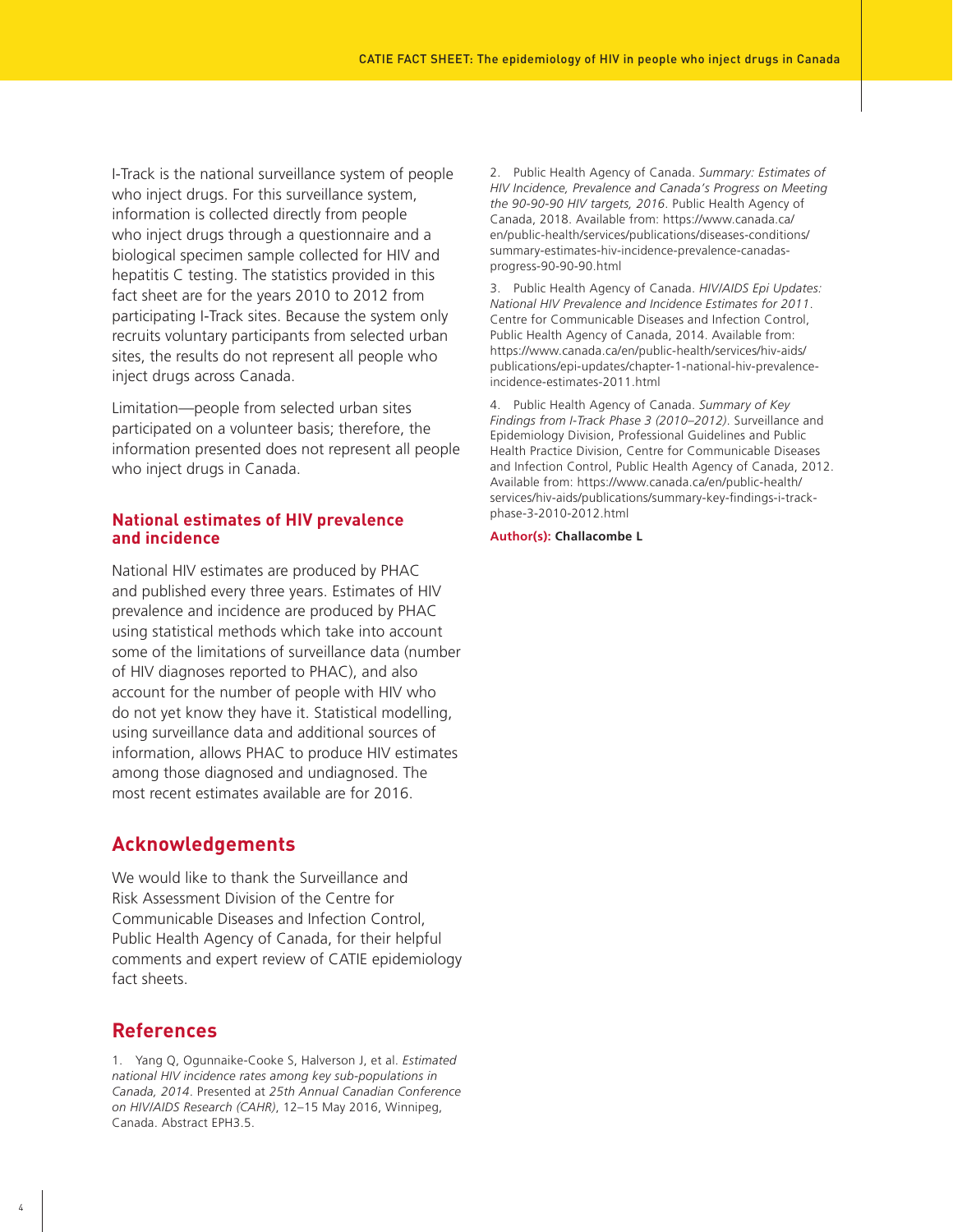I-Track is the national surveillance system of people who inject drugs. For this surveillance system, information is collected directly from people who inject drugs through a questionnaire and a biological specimen sample collected for HIV and hepatitis C testing. The statistics provided in this fact sheet are for the years 2010 to 2012 from participating I-Track sites. Because the system only recruits voluntary participants from selected urban sites, the results do not represent all people who inject drugs across Canada.

Limitation—people from selected urban sites participated on a volunteer basis; therefore, the information presented does not represent all people who inject drugs in Canada.

### National estimates of HIV prevalence and incidence

National HIV estimates are produced by PHAC and published every three years. Estimates of HIV prevalence and incidence are produced by PHAC using statistical methods which take into account some of the limitations of surveillance data (number of HIV diagnoses reported to PHAC), and also account for the number of people with HIV who do not yet know they have it. Statistical modelling, using surveillance data and additional sources of information, allows PHAC to produce HIV estimates among those diagnosed and undiagnosed. The most recent estimates available are for 2016.

## Acknowledgements

We would like to thank the Surveillance and Risk Assessment Division of the Centre for Communicable Diseases and Infection Control, Public Health Agency of Canada, for their helpful comments and expert review of CATIE epidemiology fact sheets.

## References

1. Yang Q, Ogunnaike-Cooke S, Halverson J, et al. *Estimated national HIV incidence rates among key sub-populations in Canada, 2014*. Presented at *25th Annual Canadian Conference on HIV/AIDS Research (CAHR)*, 12–15 May 2016, Winnipeg, Canada. Abstract EPH3.5.

2. Public Health Agency of Canada. *Summary: Estimates of HIV Incidence, Prevalence and Canada's Progress on Meeting the 90-90-90 HIV targets, 2016*. Public Health Agency of Canada, 2018. Available from: https://www.canada.ca/en/public-health/services/publications/diseases-conditions/summary-estimates-hiv-incidence-prevalence-canadas-progress-90-90-90.html

3. Public Health Agency of Canada. *HIV/AIDS Epi Updates: National HIV Prevalence and Incidence Estimates for 2011*. Centre for Communicable Diseases and Infection Control, Public Health Agency of Canada, 2014. Available from: https://www.canada.ca/en/public-health/services/hiv-aids/publications/epi-updates/chapter-1-national-hiv-prevalence-incidence-estimates-2011.html

4. Public Health Agency of Canada. *Summary of Key Findings from I-Track Phase 3 (2010–2012)*. Surveillance and Epidemiology Division, Professional Guidelines and Public Health Practice Division, Centre for Communicable Diseases and Infection Control, Public Health Agency of Canada, 2012. Available from: https://www.canada.ca/en/public-health/services/hiv-aids/publications/summary-key-findings-i-track-phase-3-2010-2012.html

**Author(s): Challacombe L**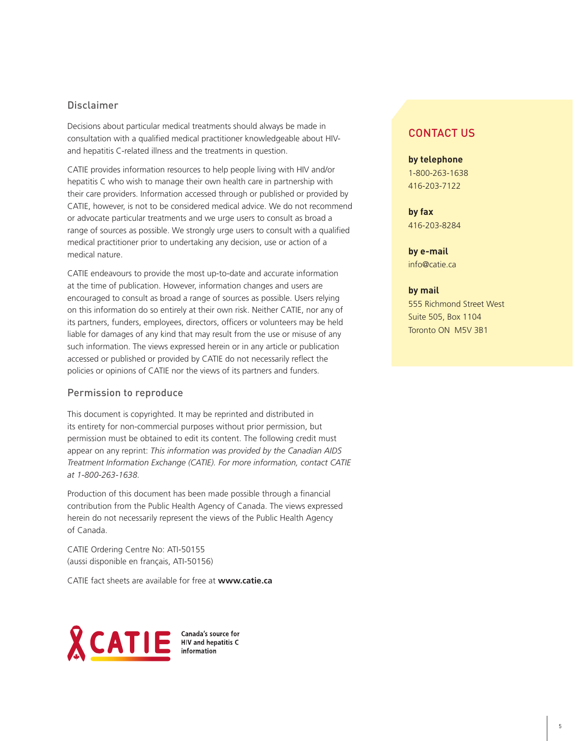## Disclaimer

Decisions about particular medical treatments should always be made in consultation with a qualified medical practitioner knowledgeable about HIV- and hepatitis C-related illness and the treatments in question.

CATIE provides information resources to help people living with HIV and/or hepatitis C who wish to manage their own health care in partnership with their care providers. Information accessed through or published or provided by CATIE, however, is not to be considered medical advice. We do not recommend or advocate particular treatments and we urge users to consult as broad a range of sources as possible. We strongly urge users to consult with a qualified medical practitioner prior to undertaking any decision, use or action of a medical nature.

CATIE endeavours to provide the most up-to-date and accurate information at the time of publication. However, information changes and users are encouraged to consult as broad a range of sources as possible. Users relying on this information do so entirely at their own risk. Neither CATIE, nor any of its partners, funders, employees, directors, officers or volunteers may be held liable for damages of any kind that may result from the use or misuse of any such information. The views expressed herein or in any article or publication accessed or published or provided by CATIE do not necessarily reflect the policies or opinions of CATIE nor the views of its partners and funders.

## Permission to reproduce

This document is copyrighted. It may be reprinted and distributed in its entirety for non-commercial purposes without prior permission, but permission must be obtained to edit its content. The following credit must appear on any reprint: *This information was provided by the Canadian AIDS Treatment Information Exchange (CATIE). For more information, contact CATIE at 1-800-263-1638.*

Production of this document has been made possible through a financial contribution from the Public Health Agency of Canada. The views expressed herein do not necessarily represent the views of the Public Health Agency of Canada.

CATIE Ordering Centre No: ATI-50155
(aussi disponible en français, ATI-50156)

CATIE fact sheets are available for free at **www.catie.ca**

CATIE
Canada's source for HIV and hepatitis C information

## CONTACT US

**by telephone**
1-800-263-1638
416-203-7122

**by fax**
416-203-8284

**by e-mail**
info@catie.ca

**by mail**
555 Richmond Street West
Suite 505, Box 1104
Toronto ON M5V 3B1